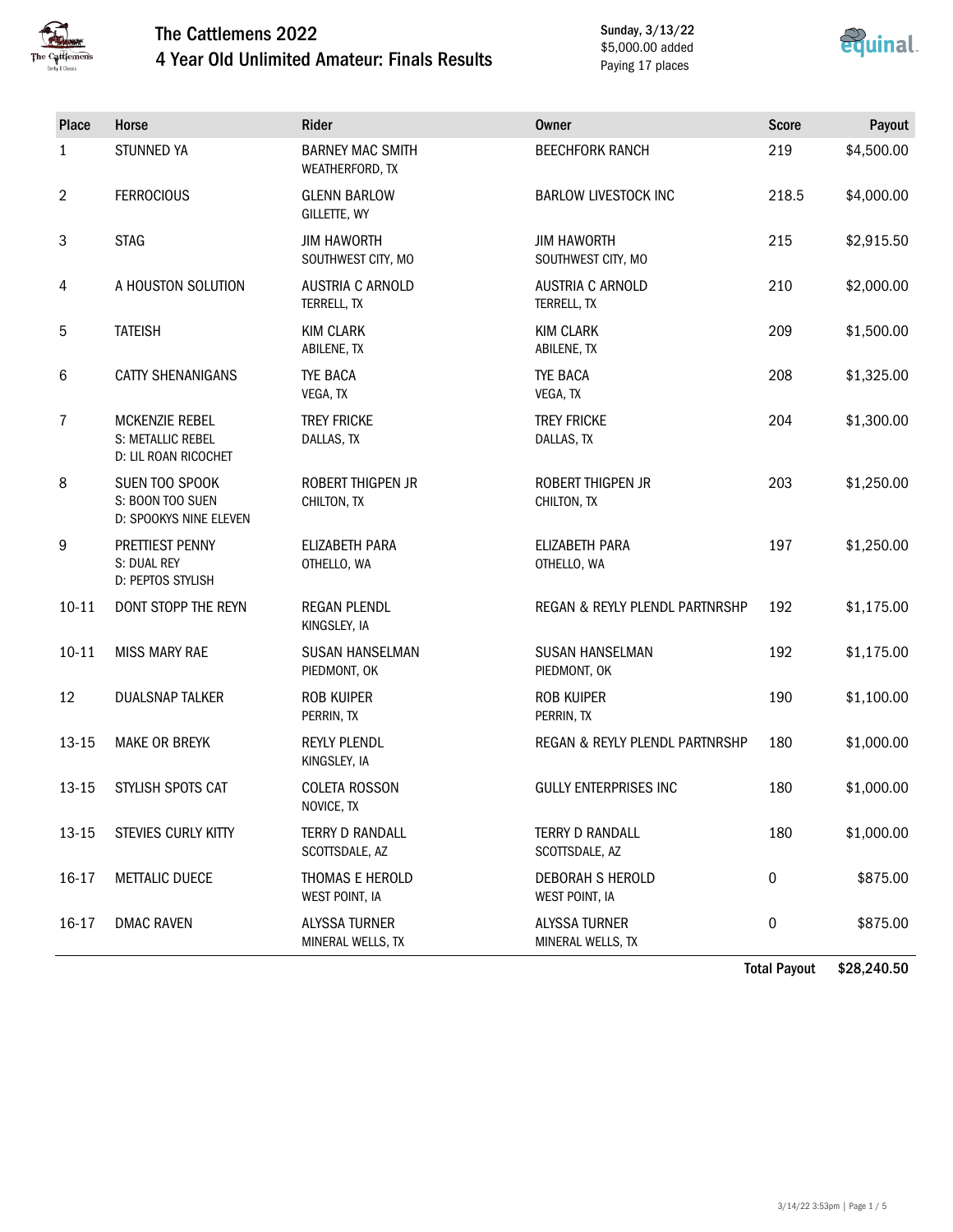# The Cattlemens 2022

## 4 Year Old Unlimited Amateur: Finals Results

Sunday, 3/13/22
$5,000.00 added
Paying 17 places

| Place | Horse | Rider | Owner | Score | Payout |
|---|---|---|---|---|---|
| 1 | STUNNED YA | BARNEY MAC SMITH<br>WEATHERFORD, TX | BEECHFORK RANCH | 219 | $4,500.00 |
| 2 | FERROCIOUS | GLENN BARLOW<br>GILLETTE, WY | BARLOW LIVESTOCK INC | 218.5 | $4,000.00 |
| 3 | STAG | JIM HAWORTH<br>SOUTHWEST CITY, MO | JIM HAWORTH<br>SOUTHWEST CITY, MO | 215 | $2,915.50 |
| 4 | A HOUSTON SOLUTION | AUSTRIA C ARNOLD<br>TERRELL, TX | AUSTRIA C ARNOLD<br>TERRELL, TX | 210 | $2,000.00 |
| 5 | TATEISH | KIM CLARK<br>ABILENE, TX | KIM CLARK<br>ABILENE, TX | 209 | $1,500.00 |
| 6 | CATTY SHENANIGANS | TYE BACA<br>VEGA, TX | TYE BACA<br>VEGA, TX | 208 | $1,325.00 |
| 7 | MCKENZIE REBEL<br>S: METALLIC REBEL<br>D: LIL ROAN RICOCHET | TREY FRICKE<br>DALLAS, TX | TREY FRICKE<br>DALLAS, TX | 204 | $1,300.00 |
| 8 | SUEN TOO SPOOK<br>S: BOON TOO SUEN<br>D: SPOOKYS NINE ELEVEN | ROBERT THIGPEN JR<br>CHILTON, TX | ROBERT THIGPEN JR<br>CHILTON, TX | 203 | $1,250.00 |
| 9 | PRETTIEST PENNY<br>S: DUAL REY<br>D: PEPTOS STYLISH | ELIZABETH PARA<br>OTHELLO, WA | ELIZABETH PARA<br>OTHELLO, WA | 197 | $1,250.00 |
| 10-11 | DONT STOPP THE REYN | REGAN PLENDL<br>KINGSLEY, IA | REGAN & REYLY PLENDL PARTNRSHP | 192 | $1,175.00 |
| 10-11 | MISS MARY RAE | SUSAN HANSELMAN<br>PIEDMONT, OK | SUSAN HANSELMAN<br>PIEDMONT, OK | 192 | $1,175.00 |
| 12 | DUALSNAP TALKER | ROB KUIPER<br>PERRIN, TX | ROB KUIPER<br>PERRIN, TX | 190 | $1,100.00 |
| 13-15 | MAKE OR BREYK | REYLY PLENDL<br>KINGSLEY, IA | REGAN & REYLY PLENDL PARTNRSHP | 180 | $1,000.00 |
| 13-15 | STYLISH SPOTS CAT | COLETA ROSSON<br>NOVICE, TX | GULLY ENTERPRISES INC | 180 | $1,000.00 |
| 13-15 | STEVIES CURLY KITTY | TERRY D RANDALL<br>SCOTTSDALE, AZ | TERRY D RANDALL<br>SCOTTSDALE, AZ | 180 | $1,000.00 |
| 16-17 | METTALIC DUECE | THOMAS E HEROLD<br>WEST POINT, IA | DEBORAH S HEROLD<br>WEST POINT, IA | 0 | $875.00 |
| 16-17 | DMAC RAVEN | ALYSSA TURNER<br>MINERAL WELLS, TX | ALYSSA TURNER<br>MINERAL WELLS, TX | 0 | $875.00 |
| | | | | **Total Payout** | **$28,240.50** |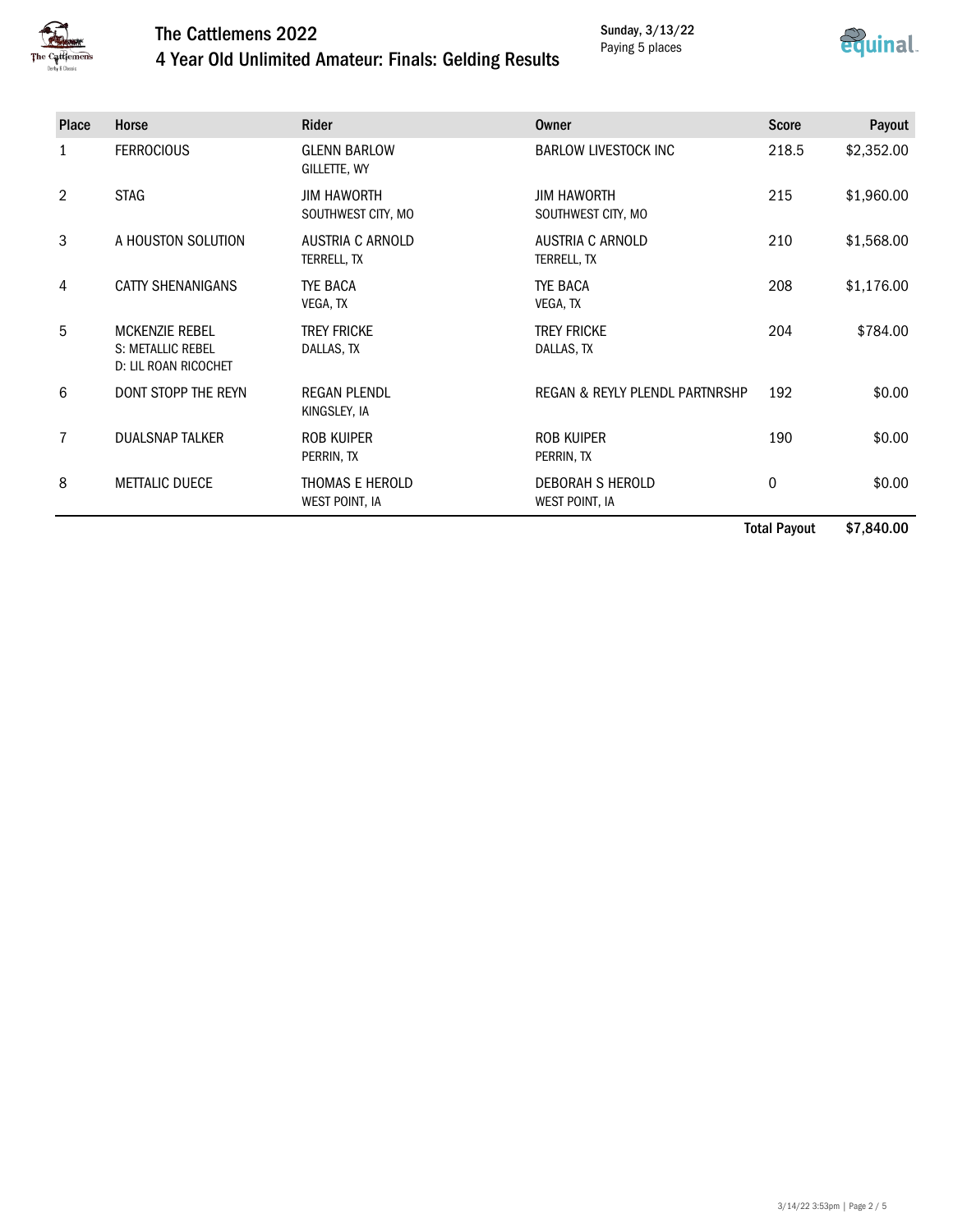# The Cattlemens 2022

## 4 Year Old Unlimited Amateur: Finals: Gelding Results

Sunday, 3/13/22
Paying 5 places

| Place | Horse | Rider | Owner | Score | Payout |
|---|---|---|---|---|---|
| 1 | FERROCIOUS | GLENN BARLOW<br>GILLETTE, WY | BARLOW LIVESTOCK INC | 218.5 | $2,352.00 |
| 2 | STAG | JIM HAWORTH<br>SOUTHWEST CITY, MO | JIM HAWORTH<br>SOUTHWEST CITY, MO | 215 | $1,960.00 |
| 3 | A HOUSTON SOLUTION | AUSTRIA C ARNOLD<br>TERRELL, TX | AUSTRIA C ARNOLD<br>TERRELL, TX | 210 | $1,568.00 |
| 4 | CATTY SHENANIGANS | TYE BACA<br>VEGA, TX | TYE BACA<br>VEGA, TX | 208 | $1,176.00 |
| 5 | MCKENZIE REBEL<br>S: METALLIC REBEL<br>D: LIL ROAN RICOCHET | TREY FRICKE<br>DALLAS, TX | TREY FRICKE<br>DALLAS, TX | 204 | $784.00 |
| 6 | DONT STOPP THE REYN | REGAN PLENDL<br>KINGSLEY, IA | REGAN & REYLY PLENDL PARTNRSHP | 192 | $0.00 |
| 7 | DUALSNAP TALKER | ROB KUIPER<br>PERRIN, TX | ROB KUIPER<br>PERRIN, TX | 190 | $0.00 |
| 8 | METTALIC DUECE | THOMAS E HEROLD<br>WEST POINT, IA | DEBORAH S HEROLD<br>WEST POINT, IA | 0 | $0.00 |
| | | | | **Total Payout** | **$7,840.00** |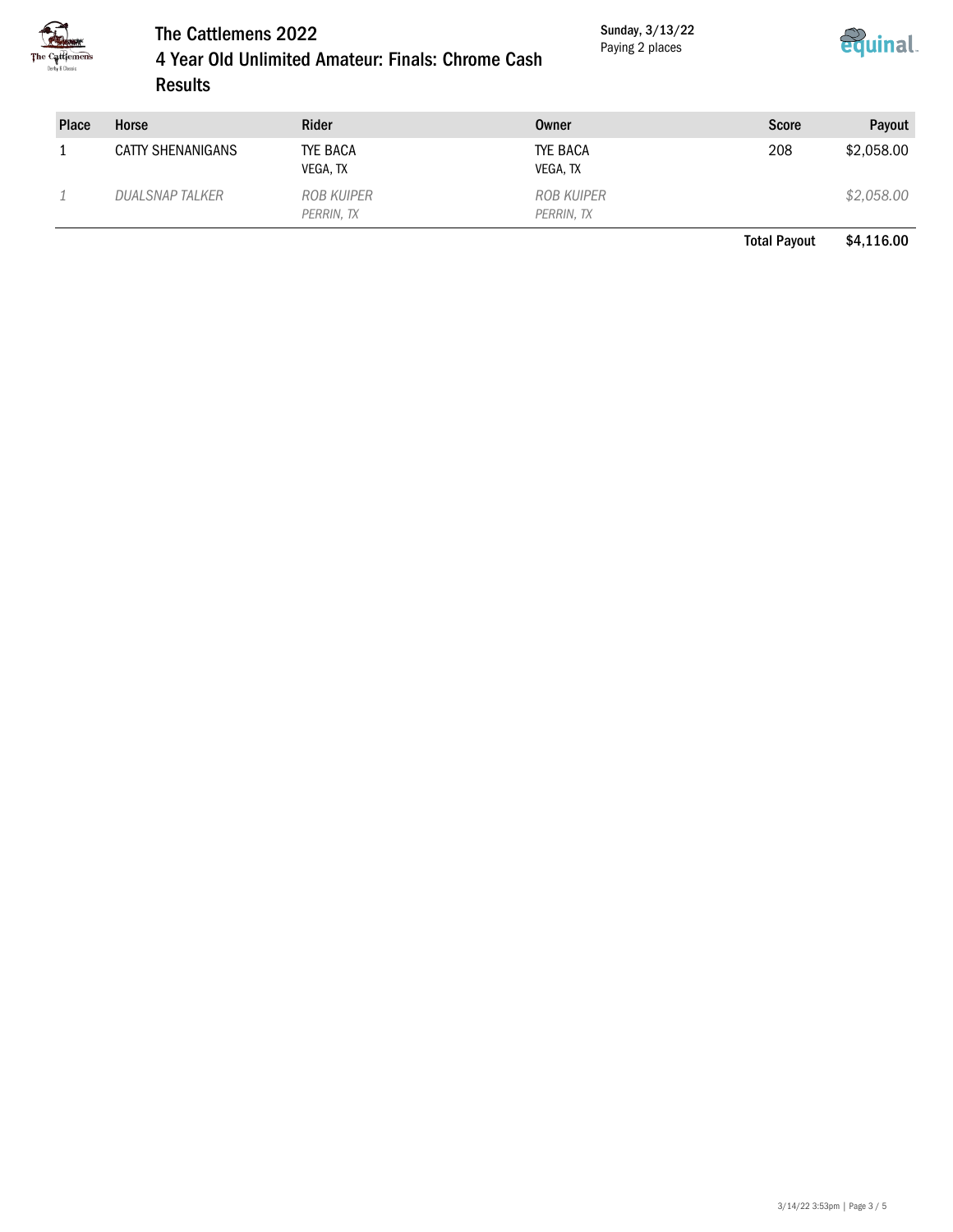# The Cattlemens 2022

## 4 Year Old Unlimited Amateur: Finals: Chrome Cash

## Results

Sunday, 3/13/22
Paying 2 places

| Place | Horse | Rider | Owner | Score | Payout |
|---|---|---|---|---|---|
| 1 | CATTY SHENANIGANS | TYE BACA<br>VEGA, TX | TYE BACA<br>VEGA, TX | 208 | $2,058.00 |
| *1* | *DUALSNAP TALKER* | *ROB KUIPER*<br>*PERRIN, TX* | *ROB KUIPER*<br>*PERRIN, TX* | | *$2,058.00* |
| | | | | **Total Payout** | **$4,116.00** |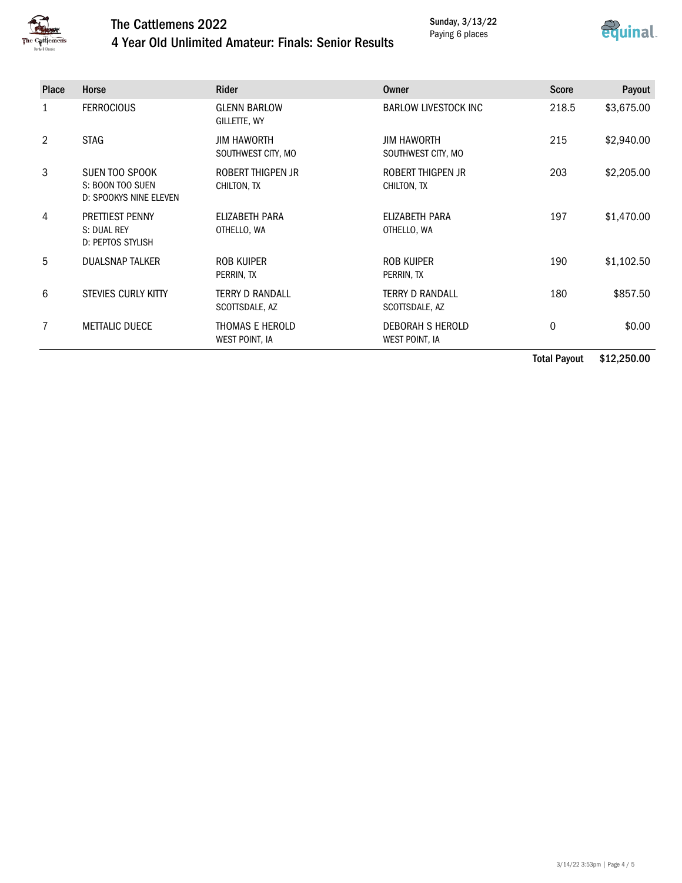# The Cattlemens 2022

## 4 Year Old Unlimited Amateur: Finals: Senior Results

**Sunday, 3/13/22**
Paying 6 places

| Place | Horse | Rider | Owner | Score | Payout |
|---|---|---|---|---|---|
| 1 | FERROCIOUS | GLENN BARLOW<br>GILLETTE, WY | BARLOW LIVESTOCK INC | 218.5 | $3,675.00 |
| 2 | STAG | JIM HAWORTH<br>SOUTHWEST CITY, MO | JIM HAWORTH<br>SOUTHWEST CITY, MO | 215 | $2,940.00 |
| 3 | SUEN TOO SPOOK<br>S: BOON TOO SUEN<br>D: SPOOKYS NINE ELEVEN | ROBERT THIGPEN JR<br>CHILTON, TX | ROBERT THIGPEN JR<br>CHILTON, TX | 203 | $2,205.00 |
| 4 | PRETTIEST PENNY<br>S: DUAL REY<br>D: PEPTOS STYLISH | ELIZABETH PARA<br>OTHELLO, WA | ELIZABETH PARA<br>OTHELLO, WA | 197 | $1,470.00 |
| 5 | DUALSNAP TALKER | ROB KUIPER<br>PERRIN, TX | ROB KUIPER<br>PERRIN, TX | 190 | $1,102.50 |
| 6 | STEVIES CURLY KITTY | TERRY D RANDALL<br>SCOTTSDALE, AZ | TERRY D RANDALL<br>SCOTTSDALE, AZ | 180 | $857.50 |
| 7 | METTALIC DUECE | THOMAS E HEROLD<br>WEST POINT, IA | DEBORAH S HEROLD<br>WEST POINT, IA | 0 | $0.00 |
| | | | | **Total Payout** | **$12,250.00** |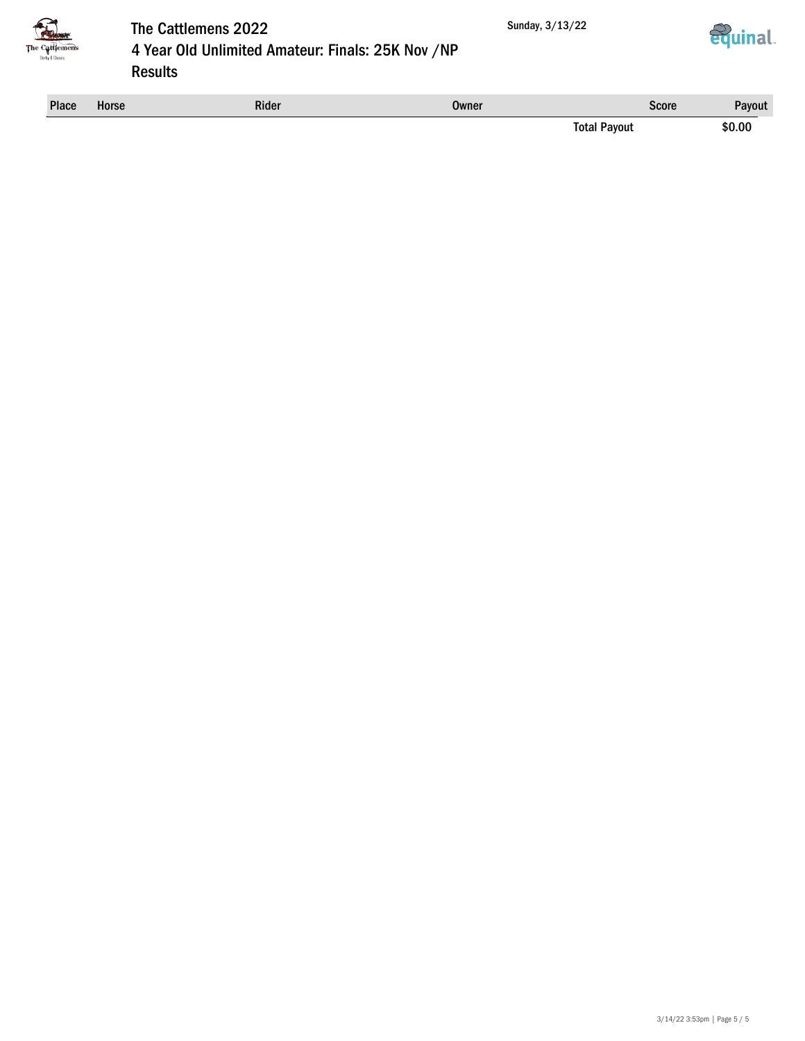# The Cattlemens 2022

## 4 Year Old Unlimited Amateur: Finals: 25K Nov /NP

### Results

Sunday, 3/13/22

| Place | Horse | Rider | Owner | Score | Payout |
|---|---|---|---|---|---|
| | | | | Total Payout | $0.00 |